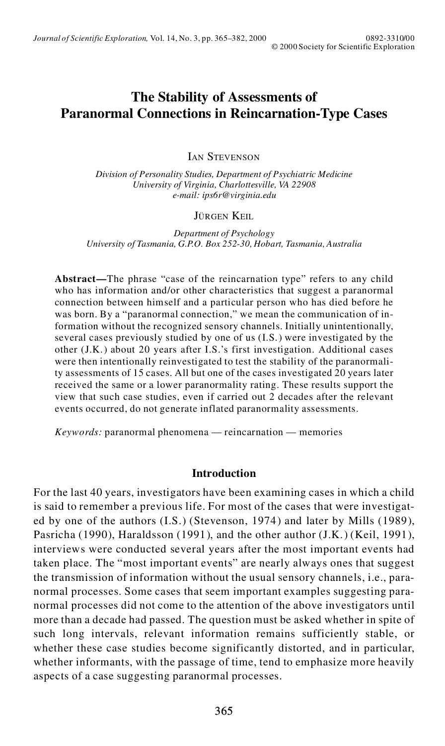# The Stability of Assessments of Paranormal Connections in Reincarnation-Type Cases

IAN STEVENSON

*Division of Personality Studies, Department of Psychiatric Medicine*
*University of Virginia, Charlottesville, VA 22908*
*e-mail: ips6r@virginia.edu*

JÜRGEN KEIL

*Department of Psychology*
*University of Tasmania, G.P.O. Box 252-30, Hobart, Tasmania, Australia*

**Abstract—**The phrase "case of the reincarnation type" refers to any child who has information and/or other characteristics that suggest a paranormal connection between himself and a particular person who has died before he was born. By a "paranormal connection," we mean the communication of information without the recognized sensory channels. Initially unintentionally, several cases previously studied by one of us (I.S.) were investigated by the other (J.K.) about 20 years after I.S.'s first investigation. Additional cases were then intentionally reinvestigated to test the stability of the paranormality assessments of 15 cases. All but one of the cases investigated 20 years later received the same or a lower paranormality rating. These results support the view that such case studies, even if carried out 2 decades after the relevant events occurred, do not generate inflated paranormality assessments.

*Keywords:* paranormal phenomena — reincarnation — memories

## Introduction

For the last 40 years, investigators have been examining cases in which a child is said to remember a previous life. For most of the cases that were investigated by one of the authors (I.S.) (Stevenson, 1974) and later by Mills (1989), Pasricha (1990), Haraldsson (1991), and the other author (J.K.) (Keil, 1991), interviews were conducted several years after the most important events had taken place. The "most important events" are nearly always ones that suggest the transmission of information without the usual sensory channels, i.e., paranormal processes. Some cases that seem important examples suggesting paranormal processes did not come to the attention of the above investigators until more than a decade had passed. The question must be asked whether in spite of such long intervals, relevant information remains sufficiently stable, or whether these case studies become significantly distorted, and in particular, whether informants, with the passage of time, tend to emphasize more heavily aspects of a case suggesting paranormal processes.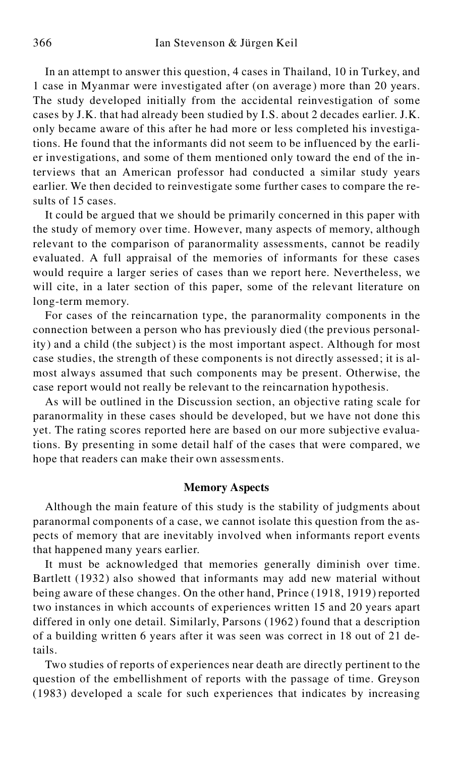In an attempt to answer this question, 4 cases in Thailand, 10 in Turkey, and 1 case in Myanmar were investigated after (on average) more than 20 years. The study developed initially from the accidental reinvestigation of some cases by J.K. that had already been studied by I.S. about 2 decades earlier. J.K. only became aware of this after he had more or less completed his investigations. He found that the informants did not seem to be influenced by the earlier investigations, and some of them mentioned only toward the end of the interviews that an American professor had conducted a similar study years earlier. We then decided to reinvestigate some further cases to compare the results of 15 cases.

It could be argued that we should be primarily concerned in this paper with the study of memory over time. However, many aspects of memory, although relevant to the comparison of paranormality assessments, cannot be readily evaluated. A full appraisal of the memories of informants for these cases would require a larger series of cases than we report here. Nevertheless, we will cite, in a later section of this paper, some of the relevant literature on long-term memory.

For cases of the reincarnation type, the paranormality components in the connection between a person who has previously died (the previous personality) and a child (the subject) is the most important aspect. Although for most case studies, the strength of these components is not directly assessed; it is almost always assumed that such components may be present. Otherwise, the case report would not really be relevant to the reincarnation hypothesis.

As will be outlined in the Discussion section, an objective rating scale for paranormality in these cases should be developed, but we have not done this yet. The rating scores reported here are based on our more subjective evaluations. By presenting in some detail half of the cases that were compared, we hope that readers can make their own assessments.

## Memory Aspects

Although the main feature of this study is the stability of judgments about paranormal components of a case, we cannot isolate this question from the aspects of memory that are inevitably involved when informants report events that happened many years earlier.

It must be acknowledged that memories generally diminish over time. Bartlett (1932) also showed that informants may add new material without being aware of these changes. On the other hand, Prince (1918, 1919) reported two instances in which accounts of experiences written 15 and 20 years apart differed in only one detail. Similarly, Parsons (1962) found that a description of a building written 6 years after it was seen was correct in 18 out of 21 details.

Two studies of reports of experiences near death are directly pertinent to the question of the embellishment of reports with the passage of time. Greyson (1983) developed a scale for such experiences that indicates by increasing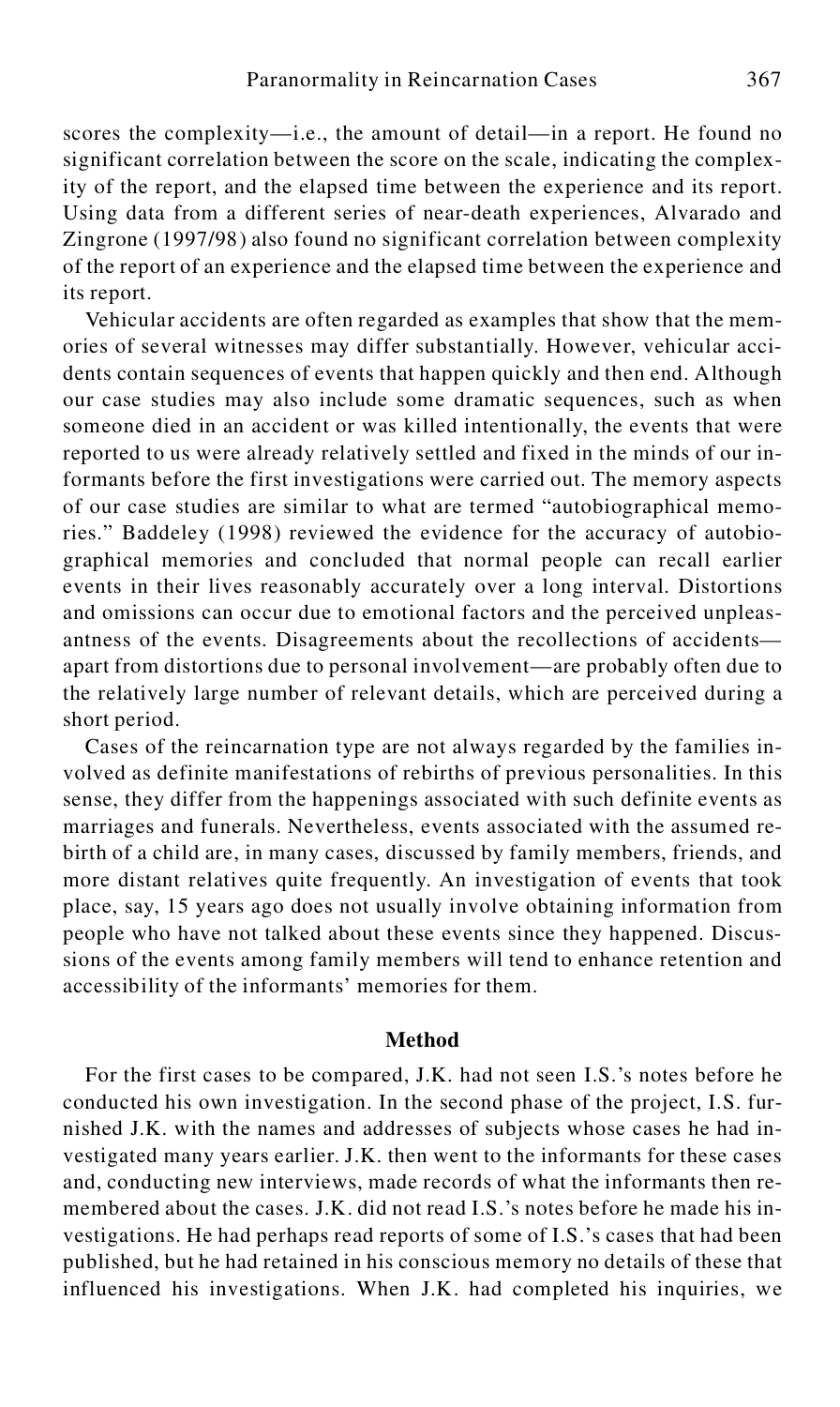scores the complexity—i.e., the amount of detail—in a report. He found no significant correlation between the score on the scale, indicating the complexity of the report, and the elapsed time between the experience and its report. Using data from a different series of near-death experiences, Alvarado and Zingrone (1997/98) also found no significant correlation between complexity of the report of an experience and the elapsed time between the experience and its report.

Vehicular accidents are often regarded as examples that show that the memories of several witnesses may differ substantially. However, vehicular accidents contain sequences of events that happen quickly and then end. Although our case studies may also include some dramatic sequences, such as when someone died in an accident or was killed intentionally, the events that were reported to us were already relatively settled and fixed in the minds of our informants before the first investigations were carried out. The memory aspects of our case studies are similar to what are termed "autobiographical memories." Baddeley (1998) reviewed the evidence for the accuracy of autobiographical memories and concluded that normal people can recall earlier events in their lives reasonably accurately over a long interval. Distortions and omissions can occur due to emotional factors and the perceived unpleasantness of the events. Disagreements about the recollections of accidents—apart from distortions due to personal involvement—are probably often due to the relatively large number of relevant details, which are perceived during a short period.

Cases of the reincarnation type are not always regarded by the families involved as definite manifestations of rebirths of previous personalities. In this sense, they differ from the happenings associated with such definite events as marriages and funerals. Nevertheless, events associated with the assumed rebirth of a child are, in many cases, discussed by family members, friends, and more distant relatives quite frequently. An investigation of events that took place, say, 15 years ago does not usually involve obtaining information from people who have not talked about these events since they happened. Discussions of the events among family members will tend to enhance retention and accessibility of the informants' memories for them.

## Method

For the first cases to be compared, J.K. had not seen I.S.'s notes before he conducted his own investigation. In the second phase of the project, I.S. furnished J.K. with the names and addresses of subjects whose cases he had investigated many years earlier. J.K. then went to the informants for these cases and, conducting new interviews, made records of what the informants then remembered about the cases. J.K. did not read I.S.'s notes before he made his investigations. He had perhaps read reports of some of I.S.'s cases that had been published, but he had retained in his conscious memory no details of these that influenced his investigations. When J.K. had completed his inquiries, we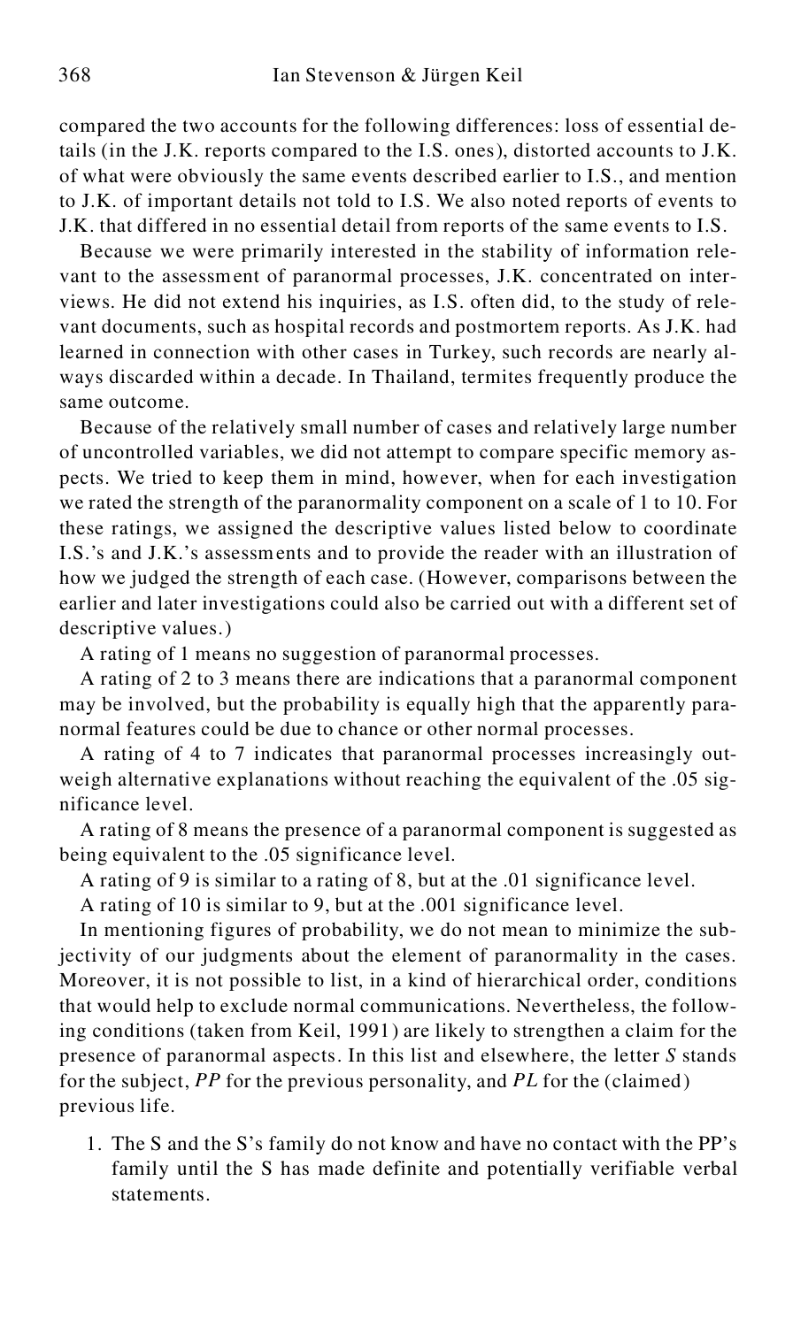compared the two accounts for the following differences: loss of essential details (in the J.K. reports compared to the I.S. ones), distorted accounts to J.K. of what were obviously the same events described earlier to I.S., and mention to J.K. of important details not told to I.S. We also noted reports of events to J.K. that differed in no essential detail from reports of the same events to I.S.

Because we were primarily interested in the stability of information relevant to the assessment of paranormal processes, J.K. concentrated on interviews. He did not extend his inquiries, as I.S. often did, to the study of relevant documents, such as hospital records and postmortem reports. As J.K. had learned in connection with other cases in Turkey, such records are nearly always discarded within a decade. In Thailand, termites frequently produce the same outcome.

Because of the relatively small number of cases and relatively large number of uncontrolled variables, we did not attempt to compare specific memory aspects. We tried to keep them in mind, however, when for each investigation we rated the strength of the paranormality component on a scale of 1 to 10. For these ratings, we assigned the descriptive values listed below to coordinate I.S.'s and J.K.'s assessments and to provide the reader with an illustration of how we judged the strength of each case. (However, comparisons between the earlier and later investigations could also be carried out with a different set of descriptive values.)

A rating of 1 means no suggestion of paranormal processes.

A rating of 2 to 3 means there are indications that a paranormal component may be involved, but the probability is equally high that the apparently paranormal features could be due to chance or other normal processes.

A rating of 4 to 7 indicates that paranormal processes increasingly outweigh alternative explanations without reaching the equivalent of the .05 significance level.

A rating of 8 means the presence of a paranormal component is suggested as being equivalent to the .05 significance level.

A rating of 9 is similar to a rating of 8, but at the .01 significance level.

A rating of 10 is similar to 9, but at the .001 significance level.

In mentioning figures of probability, we do not mean to minimize the subjectivity of our judgments about the element of paranormality in the cases. Moreover, it is not possible to list, in a kind of hierarchical order, conditions that would help to exclude normal communications. Nevertheless, the following conditions (taken from Keil, 1991) are likely to strengthen a claim for the presence of paranormal aspects. In this list and elsewhere, the letter *S* stands for the subject, *PP* for the previous personality, and *PL* for the (claimed) previous life.

1. The S and the S's family do not know and have no contact with the PP's family until the S has made definite and potentially verifiable verbal statements.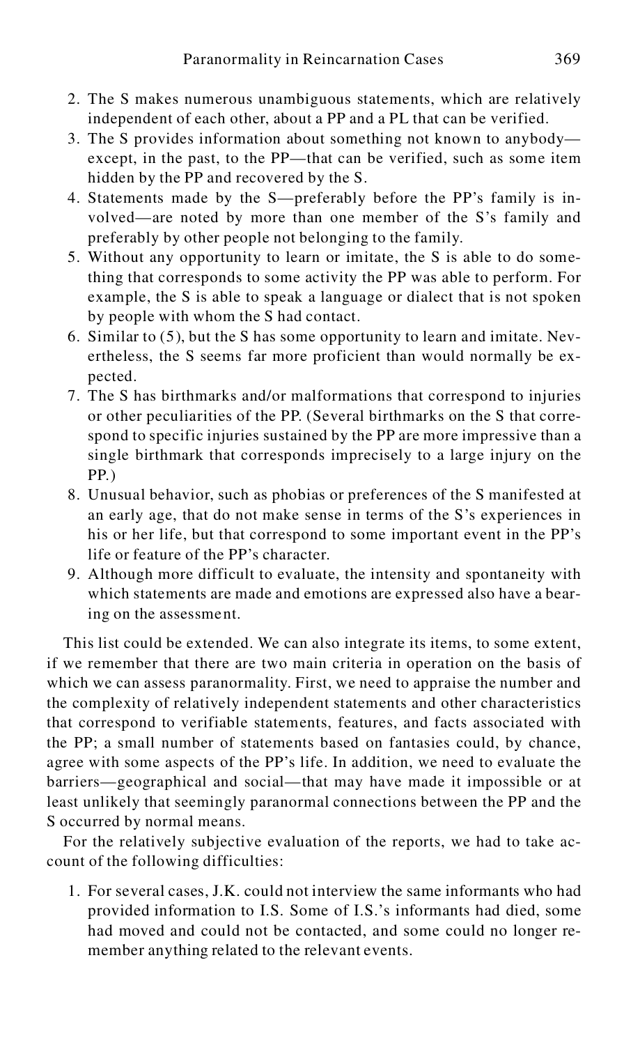2. The S makes numerous unambiguous statements, which are relatively independent of each other, about a PP and a PL that can be verified.
3. The S provides information about something not known to anybody—except, in the past, to the PP—that can be verified, such as some item hidden by the PP and recovered by the S.
4. Statements made by the S—preferably before the PP's family is involved—are noted by more than one member of the S's family and preferably by other people not belonging to the family.
5. Without any opportunity to learn or imitate, the S is able to do something that corresponds to some activity the PP was able to perform. For example, the S is able to speak a language or dialect that is not spoken by people with whom the S had contact.
6. Similar to (5), but the S has some opportunity to learn and imitate. Nevertheless, the S seems far more proficient than would normally be expected.
7. The S has birthmarks and/or malformations that correspond to injuries or other peculiarities of the PP. (Several birthmarks on the S that correspond to specific injuries sustained by the PP are more impressive than a single birthmark that corresponds imprecisely to a large injury on the PP.)
8. Unusual behavior, such as phobias or preferences of the S manifested at an early age, that do not make sense in terms of the S's experiences in his or her life, but that correspond to some important event in the PP's life or feature of the PP's character.
9. Although more difficult to evaluate, the intensity and spontaneity with which statements are made and emotions are expressed also have a bearing on the assessment.

This list could be extended. We can also integrate its items, to some extent, if we remember that there are two main criteria in operation on the basis of which we can assess paranormality. First, we need to appraise the number and the complexity of relatively independent statements and other characteristics that correspond to verifiable statements, features, and facts associated with the PP; a small number of statements based on fantasies could, by chance, agree with some aspects of the PP's life. In addition, we need to evaluate the barriers—geographical and social—that may have made it impossible or at least unlikely that seemingly paranormal connections between the PP and the S occurred by normal means.

For the relatively subjective evaluation of the reports, we had to take account of the following difficulties:

1. For several cases, J.K. could not interview the same informants who had provided information to I.S. Some of I.S.'s informants had died, some had moved and could not be contacted, and some could no longer remember anything related to the relevant events.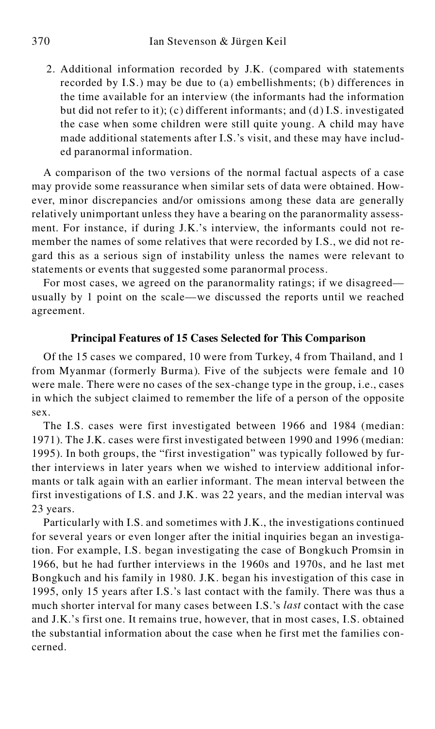2. Additional information recorded by J.K. (compared with statements recorded by I.S.) may be due to (a) embellishments; (b) differences in the time available for an interview (the informants had the information but did not refer to it); (c) different informants; and (d) I.S. investigated the case when some children were still quite young. A child may have made additional statements after I.S.'s visit, and these may have included paranormal information.

A comparison of the two versions of the normal factual aspects of a case may provide some reassurance when similar sets of data were obtained. However, minor discrepancies and/or omissions among these data are generally relatively unimportant unless they have a bearing on the paranormality assessment. For instance, if during J.K.'s interview, the informants could not remember the names of some relatives that were recorded by I.S., we did not regard this as a serious sign of instability unless the names were relevant to statements or events that suggested some paranormal process.

For most cases, we agreed on the paranormality ratings; if we disagreed—usually by 1 point on the scale—we discussed the reports until we reached agreement.

### Principal Features of 15 Cases Selected for This Comparison

Of the 15 cases we compared, 10 were from Turkey, 4 from Thailand, and 1 from Myanmar (formerly Burma). Five of the subjects were female and 10 were male. There were no cases of the sex-change type in the group, i.e., cases in which the subject claimed to remember the life of a person of the opposite sex.

The I.S. cases were first investigated between 1966 and 1984 (median: 1971). The J.K. cases were first investigated between 1990 and 1996 (median: 1995). In both groups, the "first investigation" was typically followed by further interviews in later years when we wished to interview additional informants or talk again with an earlier informant. The mean interval between the first investigations of I.S. and J.K. was 22 years, and the median interval was 23 years.

Particularly with I.S. and sometimes with J.K., the investigations continued for several years or even longer after the initial inquiries began an investigation. For example, I.S. began investigating the case of Bongkuch Promsin in 1966, but he had further interviews in the 1960s and 1970s, and he last met Bongkuch and his family in 1980. J.K. began his investigation of this case in 1995, only 15 years after I.S.'s last contact with the family. There was thus a much shorter interval for many cases between I.S.'s *last* contact with the case and J.K.'s first one. It remains true, however, that in most cases, I.S. obtained the substantial information about the case when he first met the families concerned.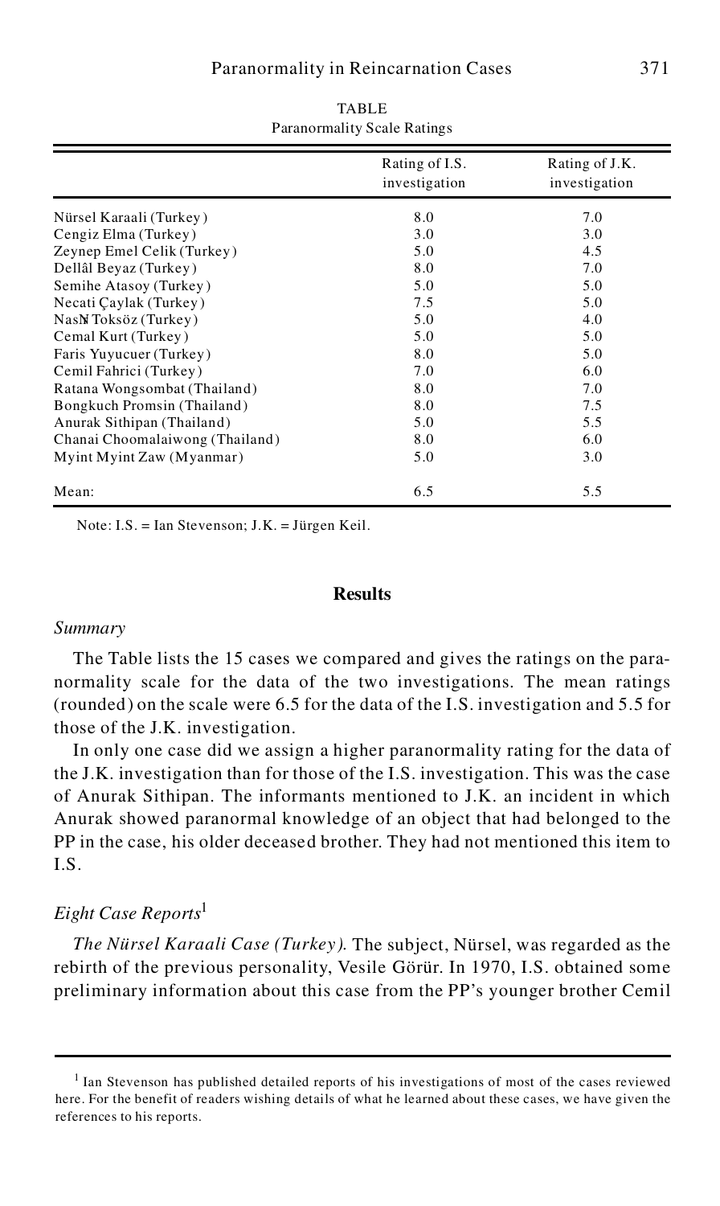TABLE
Paranormality Scale Ratings

| | Rating of I.S. investigation | Rating of J.K. investigation |
|---|---|---|
| Nürsel Karaali (Turkey) | 8.0 | 7.0 |
| Cengiz Elma (Turkey) | 3.0 | 3.0 |
| Zeynep Emel Celik (Turkey) | 5.0 | 4.5 |
| Dellâl Beyaz (Turkey) | 8.0 | 7.0 |
| Semihe Atasoy (Turkey) | 5.0 | 5.0 |
| Necati Çaylak (Turkey) | 7.5 | 5.0 |
| Nasır Toksöz (Turkey) | 5.0 | 4.0 |
| Cemal Kurt (Turkey) | 5.0 | 5.0 |
| Faris Yuyucuer (Turkey) | 8.0 | 5.0 |
| Cemil Fahrici (Turkey) | 7.0 | 6.0 |
| Ratana Wongsombat (Thailand) | 8.0 | 7.0 |
| Bongkuch Promsin (Thailand) | 8.0 | 7.5 |
| Anurak Sithipan (Thailand) | 5.0 | 5.5 |
| Chanai Choomalaiwong (Thailand) | 8.0 | 6.0 |
| Myint Myint Zaw (Myanmar) | 5.0 | 3.0 |
| Mean: | 6.5 | 5.5 |

Note: I.S. = Ian Stevenson; J.K. = Jürgen Keil.

## Results

### *Summary*

The Table lists the 15 cases we compared and gives the ratings on the paranormality scale for the data of the two investigations. The mean ratings (rounded) on the scale were 6.5 for the data of the I.S. investigation and 5.5 for those of the J.K. investigation.

In only one case did we assign a higher paranormality rating for the data of the J.K. investigation than for those of the I.S. investigation. This was the case of Anurak Sithipan. The informants mentioned to J.K. an incident in which Anurak showed paranormal knowledge of an object that had belonged to the PP in the case, his older deceased brother. They had not mentioned this item to I.S.

### *Eight Case Reports*[1]

*The Nürsel Karaali Case (Turkey).* The subject, Nürsel, was regarded as the rebirth of the previous personality, Vesile Görür. In 1970, I.S. obtained some preliminary information about this case from the PP's younger brother Cemil

[1] Ian Stevenson has published detailed reports of his investigations of most of the cases reviewed here. For the benefit of readers wishing details of what he learned about these cases, we have given the references to his reports.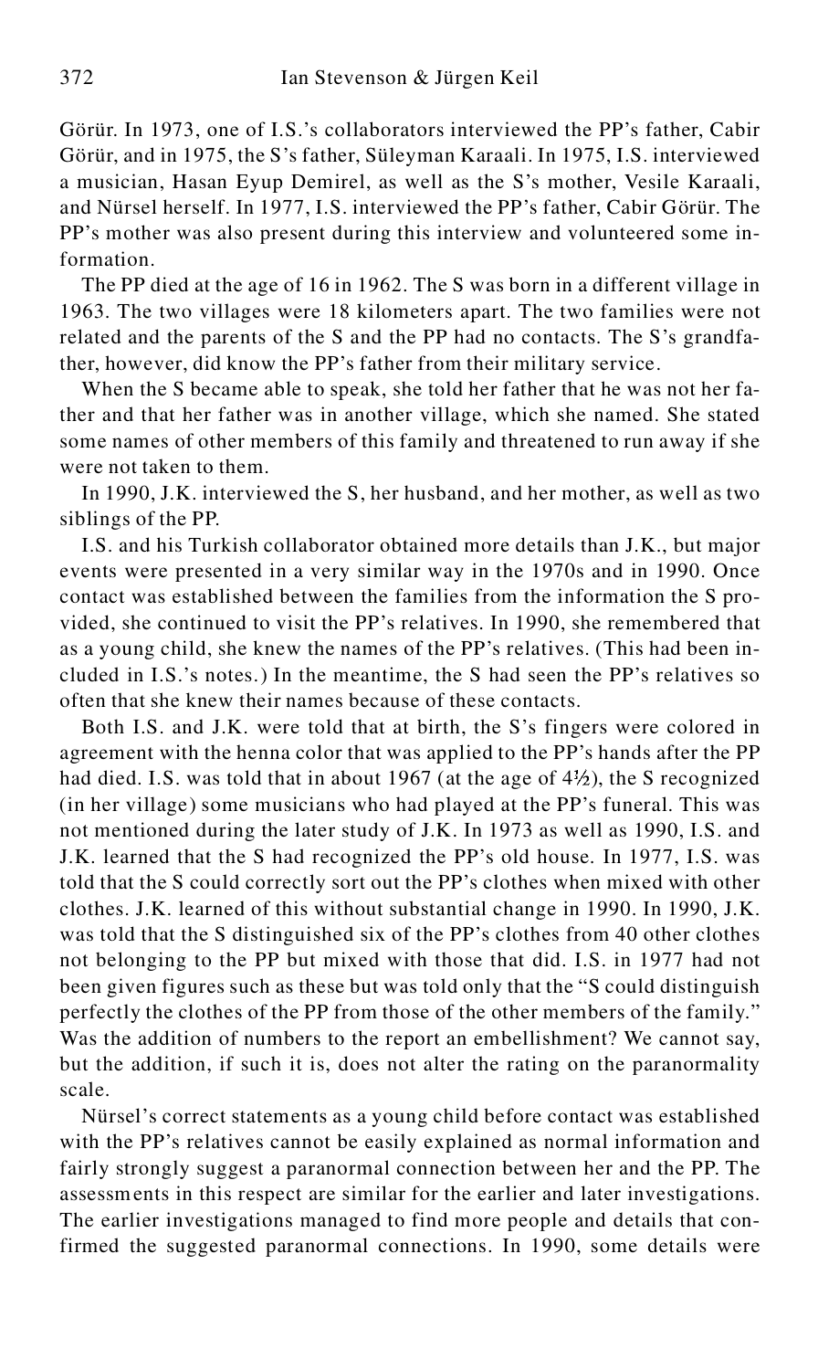Görür. In 1973, one of I.S.'s collaborators interviewed the PP's father, Cabir Görür, and in 1975, the S's father, Süleyman Karaali. In 1975, I.S. interviewed a musician, Hasan Eyup Demirel, as well as the S's mother, Vesile Karaali, and Nürsel herself. In 1977, I.S. interviewed the PP's father, Cabir Görür. The PP's mother was also present during this interview and volunteered some information.

The PP died at the age of 16 in 1962. The S was born in a different village in 1963. The two villages were 18 kilometers apart. The two families were not related and the parents of the S and the PP had no contacts. The S's grandfather, however, did know the PP's father from their military service.

When the S became able to speak, she told her father that he was not her father and that her father was in another village, which she named. She stated some names of other members of this family and threatened to run away if she were not taken to them.

In 1990, J.K. interviewed the S, her husband, and her mother, as well as two siblings of the PP.

I.S. and his Turkish collaborator obtained more details than J.K., but major events were presented in a very similar way in the 1970s and in 1990. Once contact was established between the families from the information the S provided, she continued to visit the PP's relatives. In 1990, she remembered that as a young child, she knew the names of the PP's relatives. (This had been included in I.S.'s notes.) In the meantime, the S had seen the PP's relatives so often that she knew their names because of these contacts.

Both I.S. and J.K. were told that at birth, the S's fingers were colored in agreement with the henna color that was applied to the PP's hands after the PP had died. I.S. was told that in about 1967 (at the age of 4½), the S recognized (in her village) some musicians who had played at the PP's funeral. This was not mentioned during the later study of J.K. In 1973 as well as 1990, I.S. and J.K. learned that the S had recognized the PP's old house. In 1977, I.S. was told that the S could correctly sort out the PP's clothes when mixed with other clothes. J.K. learned of this without substantial change in 1990. In 1990, J.K. was told that the S distinguished six of the PP's clothes from 40 other clothes not belonging to the PP but mixed with those that did. I.S. in 1977 had not been given figures such as these but was told only that the "S could distinguish perfectly the clothes of the PP from those of the other members of the family." Was the addition of numbers to the report an embellishment? We cannot say, but the addition, if such it is, does not alter the rating on the paranormality scale.

Nürsel's correct statements as a young child before contact was established with the PP's relatives cannot be easily explained as normal information and fairly strongly suggest a paranormal connection between her and the PP. The assessments in this respect are similar for the earlier and later investigations. The earlier investigations managed to find more people and details that confirmed the suggested paranormal connections. In 1990, some details were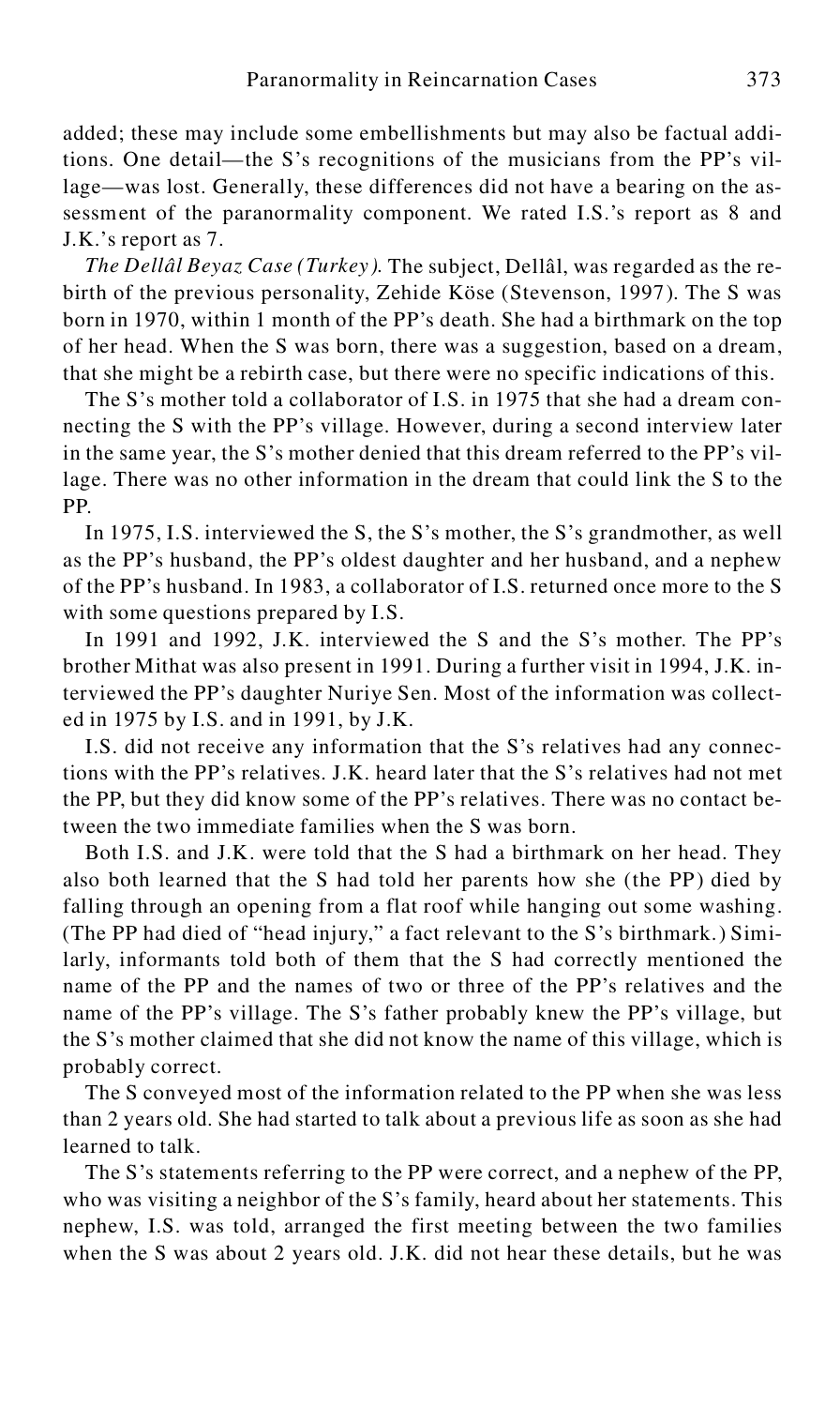added; these may include some embellishments but may also be factual additions. One detail—the S's recognitions of the musicians from the PP's village—was lost. Generally, these differences did not have a bearing on the assessment of the paranormality component. We rated I.S.'s report as 8 and J.K.'s report as 7.

*The Dellâl Beyaz Case (Turkey).* The subject, Dellâl, was regarded as the rebirth of the previous personality, Zehide Köse (Stevenson, 1997). The S was born in 1970, within 1 month of the PP's death. She had a birthmark on the top of her head. When the S was born, there was a suggestion, based on a dream, that she might be a rebirth case, but there were no specific indications of this.

The S's mother told a collaborator of I.S. in 1975 that she had a dream connecting the S with the PP's village. However, during a second interview later in the same year, the S's mother denied that this dream referred to the PP's village. There was no other information in the dream that could link the S to the PP.

In 1975, I.S. interviewed the S, the S's mother, the S's grandmother, as well as the PP's husband, the PP's oldest daughter and her husband, and a nephew of the PP's husband. In 1983, a collaborator of I.S. returned once more to the S with some questions prepared by I.S.

In 1991 and 1992, J.K. interviewed the S and the S's mother. The PP's brother Mithat was also present in 1991. During a further visit in 1994, J.K. interviewed the PP's daughter Nuriye Sen. Most of the information was collected in 1975 by I.S. and in 1991, by J.K.

I.S. did not receive any information that the S's relatives had any connections with the PP's relatives. J.K. heard later that the S's relatives had not met the PP, but they did know some of the PP's relatives. There was no contact between the two immediate families when the S was born.

Both I.S. and J.K. were told that the S had a birthmark on her head. They also both learned that the S had told her parents how she (the PP) died by falling through an opening from a flat roof while hanging out some washing. (The PP had died of "head injury," a fact relevant to the S's birthmark.) Similarly, informants told both of them that the S had correctly mentioned the name of the PP and the names of two or three of the PP's relatives and the name of the PP's village. The S's father probably knew the PP's village, but the S's mother claimed that she did not know the name of this village, which is probably correct.

The S conveyed most of the information related to the PP when she was less than 2 years old. She had started to talk about a previous life as soon as she had learned to talk.

The S's statements referring to the PP were correct, and a nephew of the PP, who was visiting a neighbor of the S's family, heard about her statements. This nephew, I.S. was told, arranged the first meeting between the two families when the S was about 2 years old. J.K. did not hear these details, but he was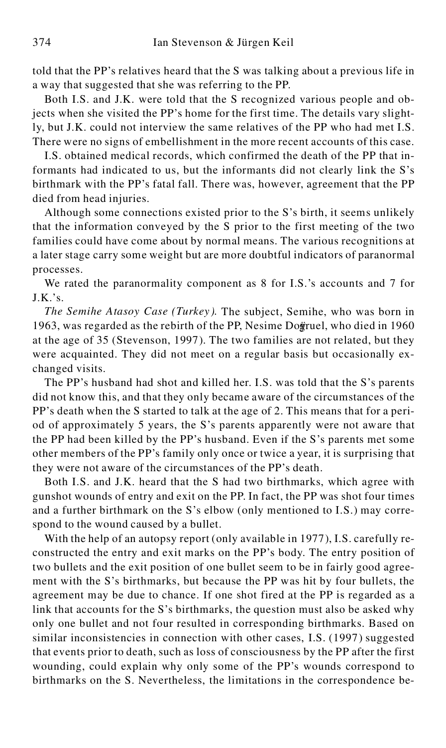told that the PP's relatives heard that the S was talking about a previous life in a way that suggested that she was referring to the PP.

Both I.S. and J.K. were told that the S recognized various people and objects when she visited the PP's home for the first time. The details vary slightly, but J.K. could not interview the same relatives of the PP who had met I.S. There were no signs of embellishment in the more recent accounts of this case.

I.S. obtained medical records, which confirmed the death of the PP that informants had indicated to us, but the informants did not clearly link the S's birthmark with the PP's fatal fall. There was, however, agreement that the PP died from head injuries.

Although some connections existed prior to the S's birth, it seems unlikely that the information conveyed by the S prior to the first meeting of the two families could have come about by normal means. The various recognitions at a later stage carry some weight but are more doubtful indicators of paranormal processes.

We rated the paranormality component as 8 for I.S.'s accounts and 7 for J.K.'s.

*The Semihe Atasoy Case (Turkey).* The subject, Semihe, who was born in 1963, was regarded as the rebirth of the PP, Nesime Doğruel, who died in 1960 at the age of 35 (Stevenson, 1997). The two families are not related, but they were acquainted. They did not meet on a regular basis but occasionally exchanged visits.

The PP's husband had shot and killed her. I.S. was told that the S's parents did not know this, and that they only became aware of the circumstances of the PP's death when the S started to talk at the age of 2. This means that for a period of approximately 5 years, the S's parents apparently were not aware that the PP had been killed by the PP's husband. Even if the S's parents met some other members of the PP's family only once or twice a year, it is surprising that they were not aware of the circumstances of the PP's death.

Both I.S. and J.K. heard that the S had two birthmarks, which agree with gunshot wounds of entry and exit on the PP. In fact, the PP was shot four times and a further birthmark on the S's elbow (only mentioned to I.S.) may correspond to the wound caused by a bullet.

With the help of an autopsy report (only available in 1977), I.S. carefully reconstructed the entry and exit marks on the PP's body. The entry position of two bullets and the exit position of one bullet seem to be in fairly good agreement with the S's birthmarks, but because the PP was hit by four bullets, the agreement may be due to chance. If one shot fired at the PP is regarded as a link that accounts for the S's birthmarks, the question must also be asked why only one bullet and not four resulted in corresponding birthmarks. Based on similar inconsistencies in connection with other cases, I.S. (1997) suggested that events prior to death, such as loss of consciousness by the PP after the first wounding, could explain why only some of the PP's wounds correspond to birthmarks on the S. Nevertheless, the limitations in the correspondence be-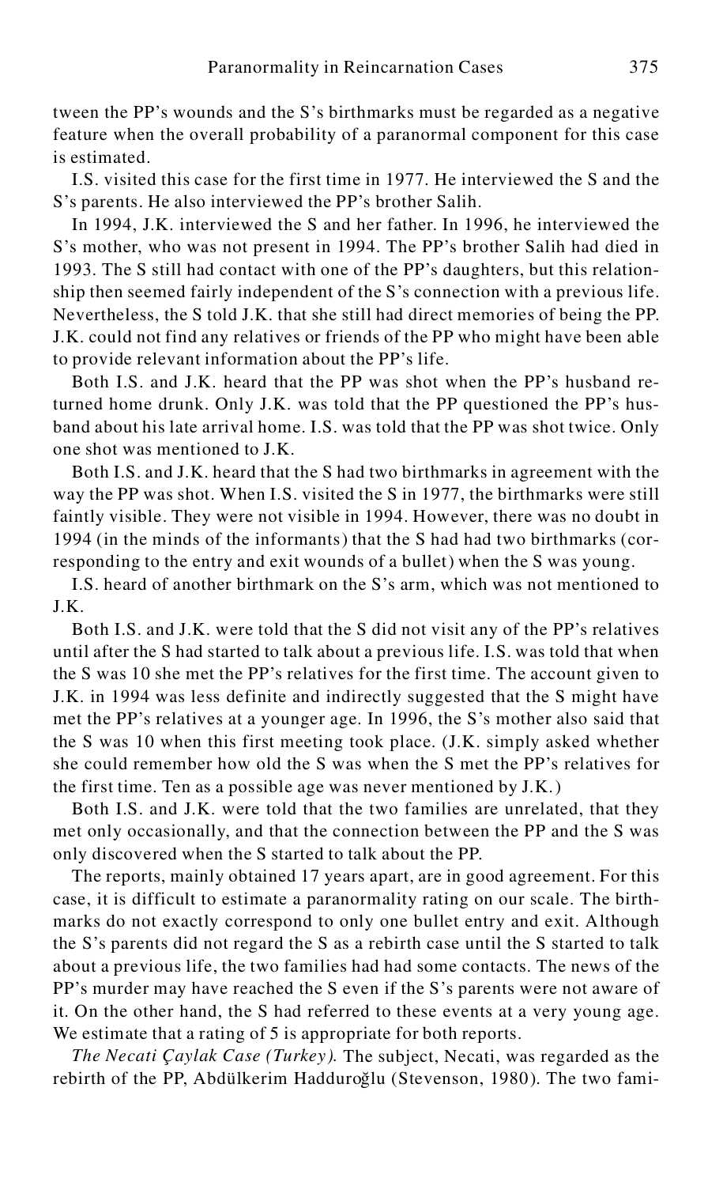tween the PP's wounds and the S's birthmarks must be regarded as a negative feature when the overall probability of a paranormal component for this case is estimated.

I.S. visited this case for the first time in 1977. He interviewed the S and the S's parents. He also interviewed the PP's brother Salih.

In 1994, J.K. interviewed the S and her father. In 1996, he interviewed the S's mother, who was not present in 1994. The PP's brother Salih had died in 1993. The S still had contact with one of the PP's daughters, but this relationship then seemed fairly independent of the S's connection with a previous life. Nevertheless, the S told J.K. that she still had direct memories of being the PP. J.K. could not find any relatives or friends of the PP who might have been able to provide relevant information about the PP's life.

Both I.S. and J.K. heard that the PP was shot when the PP's husband returned home drunk. Only J.K. was told that the PP questioned the PP's husband about his late arrival home. I.S. was told that the PP was shot twice. Only one shot was mentioned to J.K.

Both I.S. and J.K. heard that the S had two birthmarks in agreement with the way the PP was shot. When I.S. visited the S in 1977, the birthmarks were still faintly visible. They were not visible in 1994. However, there was no doubt in 1994 (in the minds of the informants) that the S had had two birthmarks (corresponding to the entry and exit wounds of a bullet) when the S was young.

I.S. heard of another birthmark on the S's arm, which was not mentioned to J.K.

Both I.S. and J.K. were told that the S did not visit any of the PP's relatives until after the S had started to talk about a previous life. I.S. was told that when the S was 10 she met the PP's relatives for the first time. The account given to J.K. in 1994 was less definite and indirectly suggested that the S might have met the PP's relatives at a younger age. In 1996, the S's mother also said that the S was 10 when this first meeting took place. (J.K. simply asked whether she could remember how old the S was when the S met the PP's relatives for the first time. Ten as a possible age was never mentioned by J.K.)

Both I.S. and J.K. were told that the two families are unrelated, that they met only occasionally, and that the connection between the PP and the S was only discovered when the S started to talk about the PP.

The reports, mainly obtained 17 years apart, are in good agreement. For this case, it is difficult to estimate a paranormality rating on our scale. The birthmarks do not exactly correspond to only one bullet entry and exit. Although the S's parents did not regard the S as a rebirth case until the S started to talk about a previous life, the two families had had some contacts. The news of the PP's murder may have reached the S even if the S's parents were not aware of it. On the other hand, the S had referred to these events at a very young age. We estimate that a rating of 5 is appropriate for both reports.

*The Necati Çaylak Case (Turkey).* The subject, Necati, was regarded as the rebirth of the PP, Abdülkerim Hadduroğlu (Stevenson, 1980). The two fami-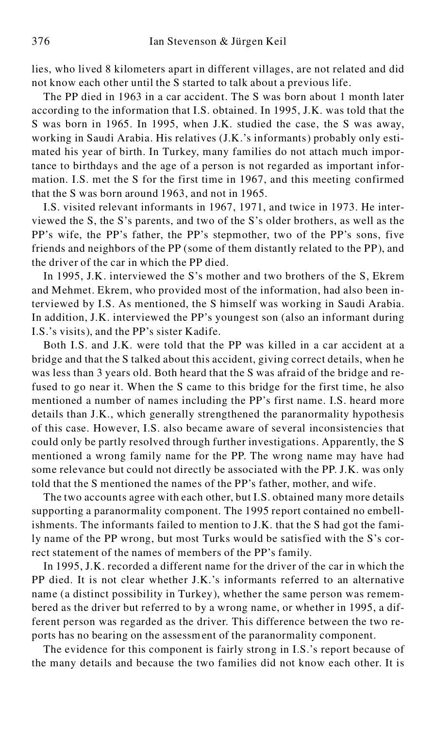lies, who lived 8 kilometers apart in different villages, are not related and did not know each other until the S started to talk about a previous life.

The PP died in 1963 in a car accident. The S was born about 1 month later according to the information that I.S. obtained. In 1995, J.K. was told that the S was born in 1965. In 1995, when J.K. studied the case, the S was away, working in Saudi Arabia. His relatives (J.K.'s informants) probably only estimated his year of birth. In Turkey, many families do not attach much importance to birthdays and the age of a person is not regarded as important information. I.S. met the S for the first time in 1967, and this meeting confirmed that the S was born around 1963, and not in 1965.

I.S. visited relevant informants in 1967, 1971, and twice in 1973. He interviewed the S, the S's parents, and two of the S's older brothers, as well as the PP's wife, the PP's father, the PP's stepmother, two of the PP's sons, five friends and neighbors of the PP (some of them distantly related to the PP), and the driver of the car in which the PP died.

In 1995, J.K. interviewed the S's mother and two brothers of the S, Ekrem and Mehmet. Ekrem, who provided most of the information, had also been interviewed by I.S. As mentioned, the S himself was working in Saudi Arabia. In addition, J.K. interviewed the PP's youngest son (also an informant during I.S.'s visits), and the PP's sister Kadife.

Both I.S. and J.K. were told that the PP was killed in a car accident at a bridge and that the S talked about this accident, giving correct details, when he was less than 3 years old. Both heard that the S was afraid of the bridge and refused to go near it. When the S came to this bridge for the first time, he also mentioned a number of names including the PP's first name. I.S. heard more details than J.K., which generally strengthened the paranormality hypothesis of this case. However, I.S. also became aware of several inconsistencies that could only be partly resolved through further investigations. Apparently, the S mentioned a wrong family name for the PP. The wrong name may have had some relevance but could not directly be associated with the PP. J.K. was only told that the S mentioned the names of the PP's father, mother, and wife.

The two accounts agree with each other, but I.S. obtained many more details supporting a paranormality component. The 1995 report contained no embellishments. The informants failed to mention to J.K. that the S had got the family name of the PP wrong, but most Turks would be satisfied with the S's correct statement of the names of members of the PP's family.

In 1995, J.K. recorded a different name for the driver of the car in which the PP died. It is not clear whether J.K.'s informants referred to an alternative name (a distinct possibility in Turkey), whether the same person was remembered as the driver but referred to by a wrong name, or whether in 1995, a different person was regarded as the driver. This difference between the two reports has no bearing on the assessment of the paranormality component.

The evidence for this component is fairly strong in I.S.'s report because of the many details and because the two families did not know each other. It is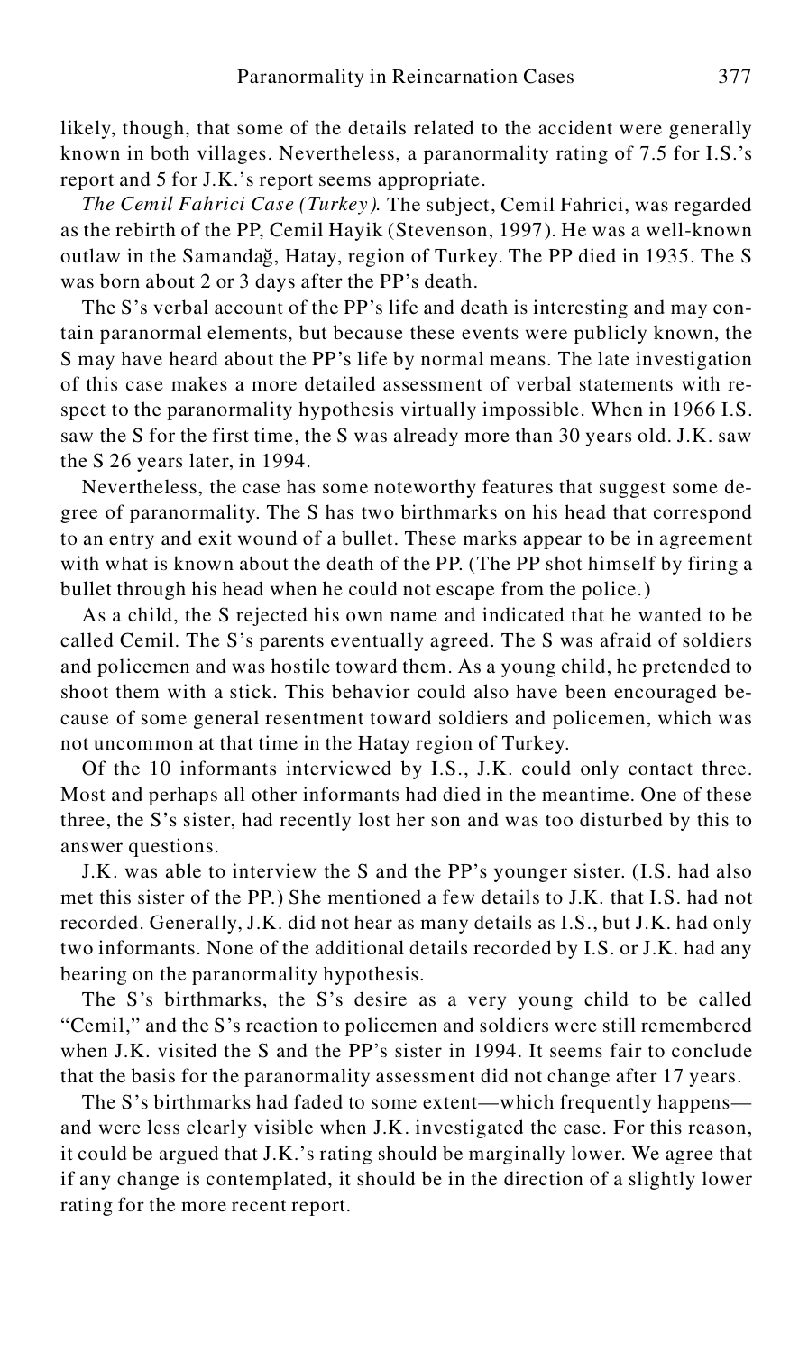likely, though, that some of the details related to the accident were generally known in both villages. Nevertheless, a paranormality rating of 7.5 for I.S.'s report and 5 for J.K.'s report seems appropriate.

*The Cemil Fahrici Case (Turkey).* The subject, Cemil Fahrici, was regarded as the rebirth of the PP, Cemil Hayik (Stevenson, 1997). He was a well-known outlaw in the Samandağ, Hatay, region of Turkey. The PP died in 1935. The S was born about 2 or 3 days after the PP's death.

The S's verbal account of the PP's life and death is interesting and may contain paranormal elements, but because these events were publicly known, the S may have heard about the PP's life by normal means. The late investigation of this case makes a more detailed assessment of verbal statements with respect to the paranormality hypothesis virtually impossible. When in 1966 I.S. saw the S for the first time, the S was already more than 30 years old. J.K. saw the S 26 years later, in 1994.

Nevertheless, the case has some noteworthy features that suggest some degree of paranormality. The S has two birthmarks on his head that correspond to an entry and exit wound of a bullet. These marks appear to be in agreement with what is known about the death of the PP. (The PP shot himself by firing a bullet through his head when he could not escape from the police.)

As a child, the S rejected his own name and indicated that he wanted to be called Cemil. The S's parents eventually agreed. The S was afraid of soldiers and policemen and was hostile toward them. As a young child, he pretended to shoot them with a stick. This behavior could also have been encouraged because of some general resentment toward soldiers and policemen, which was not uncommon at that time in the Hatay region of Turkey.

Of the 10 informants interviewed by I.S., J.K. could only contact three. Most and perhaps all other informants had died in the meantime. One of these three, the S's sister, had recently lost her son and was too disturbed by this to answer questions.

J.K. was able to interview the S and the PP's younger sister. (I.S. had also met this sister of the PP.) She mentioned a few details to J.K. that I.S. had not recorded. Generally, J.K. did not hear as many details as I.S., but J.K. had only two informants. None of the additional details recorded by I.S. or J.K. had any bearing on the paranormality hypothesis.

The S's birthmarks, the S's desire as a very young child to be called "Cemil," and the S's reaction to policemen and soldiers were still remembered when J.K. visited the S and the PP's sister in 1994. It seems fair to conclude that the basis for the paranormality assessment did not change after 17 years.

The S's birthmarks had faded to some extent—which frequently happens—and were less clearly visible when J.K. investigated the case. For this reason, it could be argued that J.K.'s rating should be marginally lower. We agree that if any change is contemplated, it should be in the direction of a slightly lower rating for the more recent report.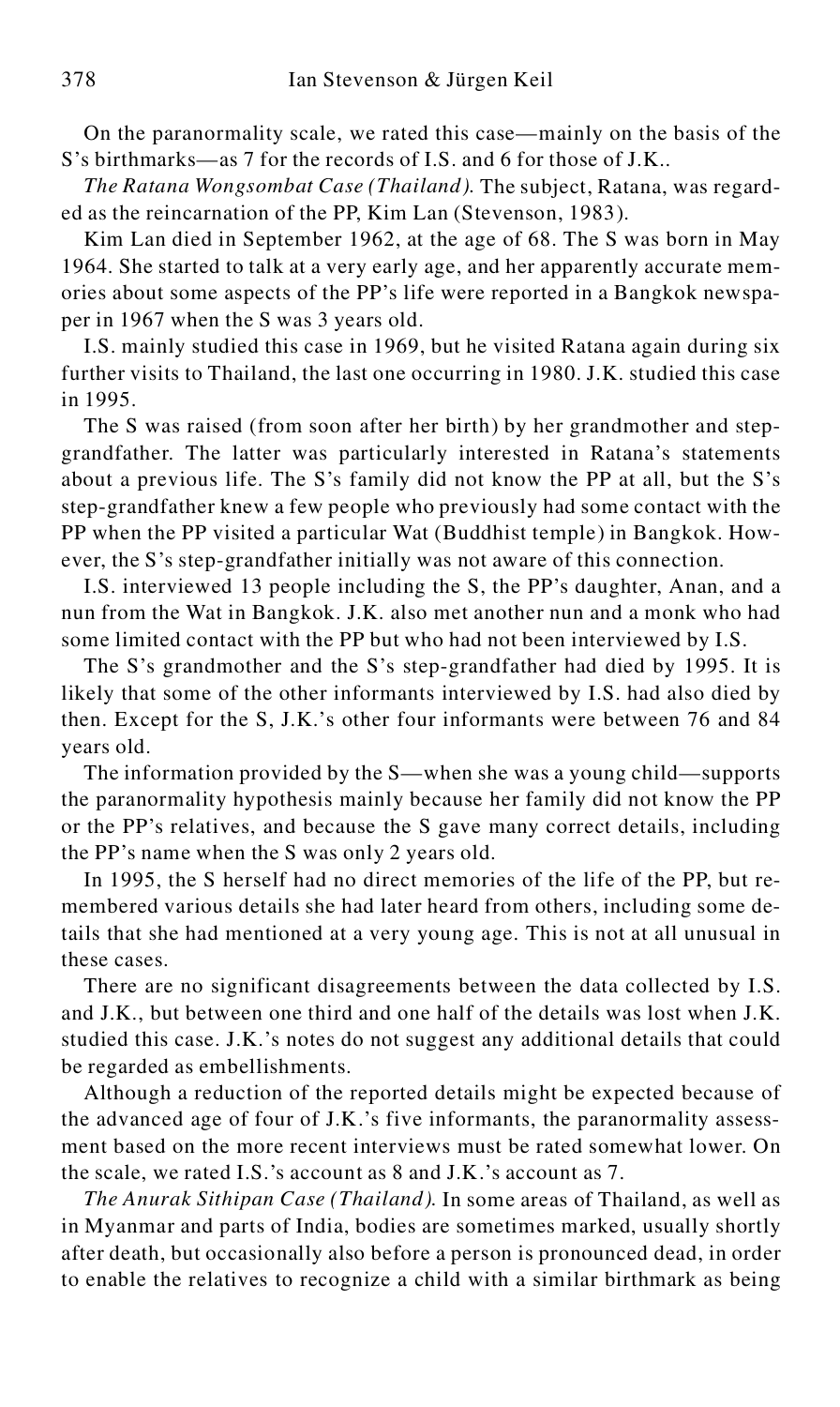On the paranormality scale, we rated this case—mainly on the basis of the S's birthmarks—as 7 for the records of I.S. and 6 for those of J.K..

*The Ratana Wongsombat Case (Thailand).* The subject, Ratana, was regarded as the reincarnation of the PP, Kim Lan (Stevenson, 1983).

Kim Lan died in September 1962, at the age of 68. The S was born in May 1964. She started to talk at a very early age, and her apparently accurate memories about some aspects of the PP's life were reported in a Bangkok newspaper in 1967 when the S was 3 years old.

I.S. mainly studied this case in 1969, but he visited Ratana again during six further visits to Thailand, the last one occurring in 1980. J.K. studied this case in 1995.

The S was raised (from soon after her birth) by her grandmother and step-grandfather. The latter was particularly interested in Ratana's statements about a previous life. The S's family did not know the PP at all, but the S's step-grandfather knew a few people who previously had some contact with the PP when the PP visited a particular Wat (Buddhist temple) in Bangkok. However, the S's step-grandfather initially was not aware of this connection.

I.S. interviewed 13 people including the S, the PP's daughter, Anan, and a nun from the Wat in Bangkok. J.K. also met another nun and a monk who had some limited contact with the PP but who had not been interviewed by I.S.

The S's grandmother and the S's step-grandfather had died by 1995. It is likely that some of the other informants interviewed by I.S. had also died by then. Except for the S, J.K.'s other four informants were between 76 and 84 years old.

The information provided by the S—when she was a young child—supports the paranormality hypothesis mainly because her family did not know the PP or the PP's relatives, and because the S gave many correct details, including the PP's name when the S was only 2 years old.

In 1995, the S herself had no direct memories of the life of the PP, but remembered various details she had later heard from others, including some details that she had mentioned at a very young age. This is not at all unusual in these cases.

There are no significant disagreements between the data collected by I.S. and J.K., but between one third and one half of the details was lost when J.K. studied this case. J.K.'s notes do not suggest any additional details that could be regarded as embellishments.

Although a reduction of the reported details might be expected because of the advanced age of four of J.K.'s five informants, the paranormality assessment based on the more recent interviews must be rated somewhat lower. On the scale, we rated I.S.'s account as 8 and J.K.'s account as 7.

*The Anurak Sithipan Case (Thailand).* In some areas of Thailand, as well as in Myanmar and parts of India, bodies are sometimes marked, usually shortly after death, but occasionally also before a person is pronounced dead, in order to enable the relatives to recognize a child with a similar birthmark as being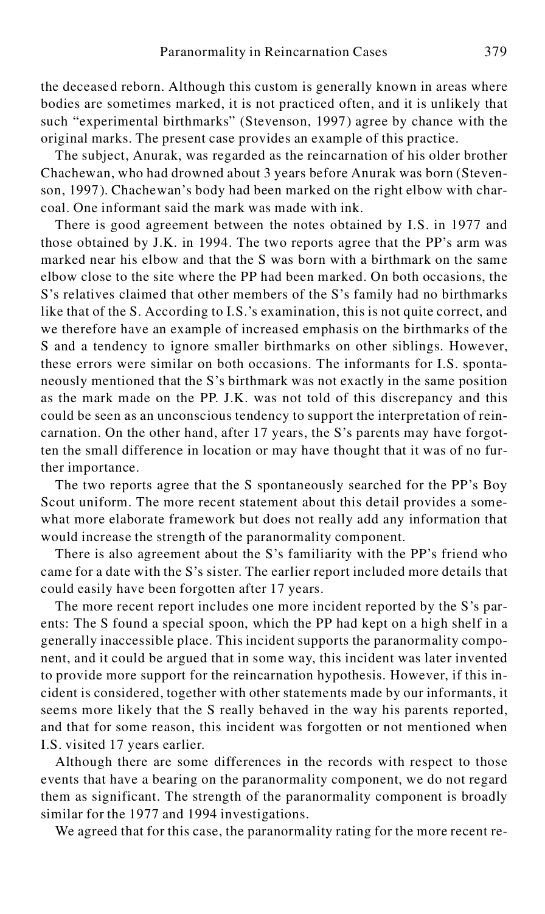the deceased reborn. Although this custom is generally known in areas where bodies are sometimes marked, it is not practiced often, and it is unlikely that such "experimental birthmarks" (Stevenson, 1997) agree by chance with the original marks. The present case provides an example of this practice.

The subject, Anurak, was regarded as the reincarnation of his older brother Chachewan, who had drowned about 3 years before Anurak was born (Stevenson, 1997). Chachewan's body had been marked on the right elbow with charcoal. One informant said the mark was made with ink.

There is good agreement between the notes obtained by I.S. in 1977 and those obtained by J.K. in 1994. The two reports agree that the PP's arm was marked near his elbow and that the S was born with a birthmark on the same elbow close to the site where the PP had been marked. On both occasions, the S's relatives claimed that other members of the S's family had no birthmarks like that of the S. According to I.S.'s examination, this is not quite correct, and we therefore have an example of increased emphasis on the birthmarks of the S and a tendency to ignore smaller birthmarks on other siblings. However, these errors were similar on both occasions. The informants for I.S. spontaneously mentioned that the S's birthmark was not exactly in the same position as the mark made on the PP. J.K. was not told of this discrepancy and this could be seen as an unconscious tendency to support the interpretation of reincarnation. On the other hand, after 17 years, the S's parents may have forgotten the small difference in location or may have thought that it was of no further importance.

The two reports agree that the S spontaneously searched for the PP's Boy Scout uniform. The more recent statement about this detail provides a somewhat more elaborate framework but does not really add any information that would increase the strength of the paranormality component.

There is also agreement about the S's familiarity with the PP's friend who came for a date with the S's sister. The earlier report included more details that could easily have been forgotten after 17 years.

The more recent report includes one more incident reported by the S's parents: The S found a special spoon, which the PP had kept on a high shelf in a generally inaccessible place. This incident supports the paranormality component, and it could be argued that in some way, this incident was later invented to provide more support for the reincarnation hypothesis. However, if this incident is considered, together with other statements made by our informants, it seems more likely that the S really behaved in the way his parents reported, and that for some reason, this incident was forgotten or not mentioned when I.S. visited 17 years earlier.

Although there are some differences in the records with respect to those events that have a bearing on the paranormality component, we do not regard them as significant. The strength of the paranormality component is broadly similar for the 1977 and 1994 investigations.

We agreed that for this case, the paranormality rating for the more recent re-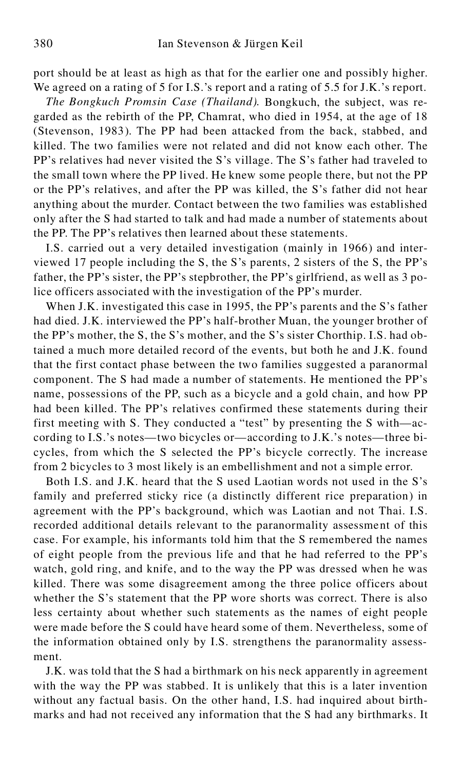port should be at least as high as that for the earlier one and possibly higher. We agreed on a rating of 5 for I.S.'s report and a rating of 5.5 for J.K.'s report.

*The Bongkuch Promsin Case (Thailand).* Bongkuch, the subject, was regarded as the rebirth of the PP, Chamrat, who died in 1954, at the age of 18 (Stevenson, 1983). The PP had been attacked from the back, stabbed, and killed. The two families were not related and did not know each other. The PP's relatives had never visited the S's village. The S's father had traveled to the small town where the PP lived. He knew some people there, but not the PP or the PP's relatives, and after the PP was killed, the S's father did not hear anything about the murder. Contact between the two families was established only after the S had started to talk and had made a number of statements about the PP. The PP's relatives then learned about these statements.

I.S. carried out a very detailed investigation (mainly in 1966) and interviewed 17 people including the S, the S's parents, 2 sisters of the S, the PP's father, the PP's sister, the PP's stepbrother, the PP's girlfriend, as well as 3 police officers associated with the investigation of the PP's murder.

When J.K. investigated this case in 1995, the PP's parents and the S's father had died. J.K. interviewed the PP's half-brother Muan, the younger brother of the PP's mother, the S, the S's mother, and the S's sister Chorthip. I.S. had obtained a much more detailed record of the events, but both he and J.K. found that the first contact phase between the two families suggested a paranormal component. The S had made a number of statements. He mentioned the PP's name, possessions of the PP, such as a bicycle and a gold chain, and how PP had been killed. The PP's relatives confirmed these statements during their first meeting with S. They conducted a "test" by presenting the S with—according to I.S.'s notes—two bicycles or—according to J.K.'s notes—three bicycles, from which the S selected the PP's bicycle correctly. The increase from 2 bicycles to 3 most likely is an embellishment and not a simple error.

Both I.S. and J.K. heard that the S used Laotian words not used in the S's family and preferred sticky rice (a distinctly different rice preparation) in agreement with the PP's background, which was Laotian and not Thai. I.S. recorded additional details relevant to the paranormality assessment of this case. For example, his informants told him that the S remembered the names of eight people from the previous life and that he had referred to the PP's watch, gold ring, and knife, and to the way the PP was dressed when he was killed. There was some disagreement among the three police officers about whether the S's statement that the PP wore shorts was correct. There is also less certainty about whether such statements as the names of eight people were made before the S could have heard some of them. Nevertheless, some of the information obtained only by I.S. strengthens the paranormality assessment.

J.K. was told that the S had a birthmark on his neck apparently in agreement with the way the PP was stabbed. It is unlikely that this is a later invention without any factual basis. On the other hand, I.S. had inquired about birthmarks and had not received any information that the S had any birthmarks. It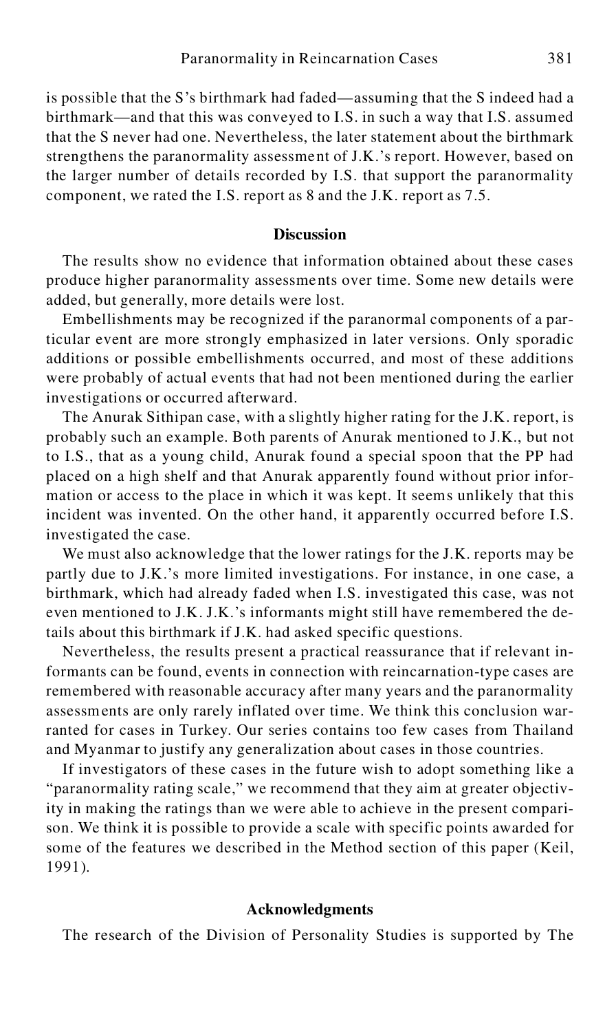is possible that the S's birthmark had faded—assuming that the S indeed had a birthmark—and that this was conveyed to I.S. in such a way that I.S. assumed that the S never had one. Nevertheless, the later statement about the birthmark strengthens the paranormality assessment of J.K.'s report. However, based on the larger number of details recorded by I.S. that support the paranormality component, we rated the I.S. report as 8 and the J.K. report as 7.5.

## Discussion

The results show no evidence that information obtained about these cases produce higher paranormality assessments over time. Some new details were added, but generally, more details were lost.

Embellishments may be recognized if the paranormal components of a particular event are more strongly emphasized in later versions. Only sporadic additions or possible embellishments occurred, and most of these additions were probably of actual events that had not been mentioned during the earlier investigations or occurred afterward.

The Anurak Sithipan case, with a slightly higher rating for the J.K. report, is probably such an example. Both parents of Anurak mentioned to J.K., but not to I.S., that as a young child, Anurak found a special spoon that the PP had placed on a high shelf and that Anurak apparently found without prior information or access to the place in which it was kept. It seems unlikely that this incident was invented. On the other hand, it apparently occurred before I.S. investigated the case.

We must also acknowledge that the lower ratings for the J.K. reports may be partly due to J.K.'s more limited investigations. For instance, in one case, a birthmark, which had already faded when I.S. investigated this case, was not even mentioned to J.K. J.K.'s informants might still have remembered the details about this birthmark if J.K. had asked specific questions.

Nevertheless, the results present a practical reassurance that if relevant informants can be found, events in connection with reincarnation-type cases are remembered with reasonable accuracy after many years and the paranormality assessments are only rarely inflated over time. We think this conclusion warranted for cases in Turkey. Our series contains too few cases from Thailand and Myanmar to justify any generalization about cases in those countries.

If investigators of these cases in the future wish to adopt something like a "paranormality rating scale," we recommend that they aim at greater objectivity in making the ratings than we were able to achieve in the present comparison. We think it is possible to provide a scale with specific points awarded for some of the features we described in the Method section of this paper (Keil, 1991).

## Acknowledgments

The research of the Division of Personality Studies is supported by The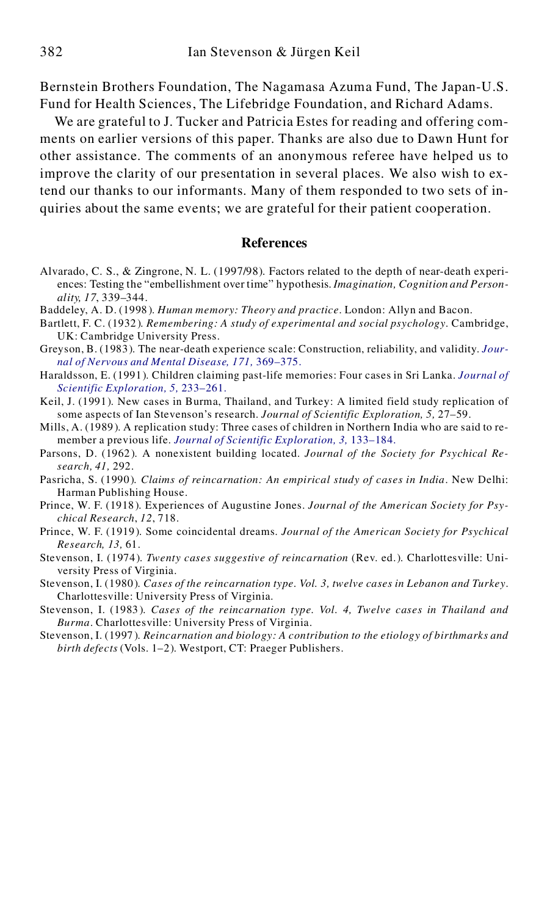Bernstein Brothers Foundation, The Nagamasa Azuma Fund, The Japan-U.S. Fund for Health Sciences, The Lifebridge Foundation, and Richard Adams.

We are grateful to J. Tucker and Patricia Estes for reading and offering comments on earlier versions of this paper. Thanks are also due to Dawn Hunt for other assistance. The comments of an anonymous referee have helped us to improve the clarity of our presentation in several places. We also wish to extend our thanks to our informants. Many of them responded to two sets of inquiries about the same events; we are grateful for their patient cooperation.

## References

Alvarado, C. S., & Zingrone, N. L. (1997/98). Factors related to the depth of near-death experiences: Testing the "embellishment over time" hypothesis. *Imagination, Cognition and Personality, 17*, 339–344.

Baddeley, A. D. (1998). *Human memory: Theory and practice*. London: Allyn and Bacon.

Bartlett, F. C. (1932). *Remembering: A study of experimental and social psychology*. Cambridge, UK: Cambridge University Press.

Greyson, B. (1983). The near-death experience scale: Construction, reliability, and validity. *Journal of Nervous and Mental Disease, 171,* 369–375.

Haraldsson, E. (1991). Children claiming past-life memories: Four cases in Sri Lanka. *Journal of Scientific Exploration, 5,* 233–261.

Keil, J. (1991). New cases in Burma, Thailand, and Turkey: A limited field study replication of some aspects of Ian Stevenson's research. *Journal of Scientific Exploration, 5,* 27–59.

Mills, A. (1989). A replication study: Three cases of children in Northern India who are said to remember a previous life. *Journal of Scientific Exploration, 3,* 133–184.

Parsons, D. (1962). A nonexistent building located. *Journal of the Society for Psychical Research, 41,* 292.

Pasricha, S. (1990). *Claims of reincarnation: An empirical study of cases in India*. New Delhi: Harman Publishing House.

Prince, W. F. (1918). Experiences of Augustine Jones. *Journal of the American Society for Psychical Research*, *12*, 718.

Prince, W. F. (1919). Some coincidental dreams. *Journal of the American Society for Psychical Research, 13,* 61.

Stevenson, I. (1974). *Twenty cases suggestive of reincarnation* (Rev. ed.). Charlottesville: University Press of Virginia.

Stevenson, I. (1980). *Cases of the reincarnation type. Vol. 3, twelve cases in Lebanon and Turkey*. Charlottesville: University Press of Virginia.

Stevenson, I. (1983). *Cases of the reincarnation type. Vol. 4, Twelve cases in Thailand and Burma*. Charlottesville: University Press of Virginia.

Stevenson, I. (1997). *Reincarnation and biology: A contribution to the etiology of birthmarks and birth defects* (Vols. 1–2). Westport, CT: Praeger Publishers.